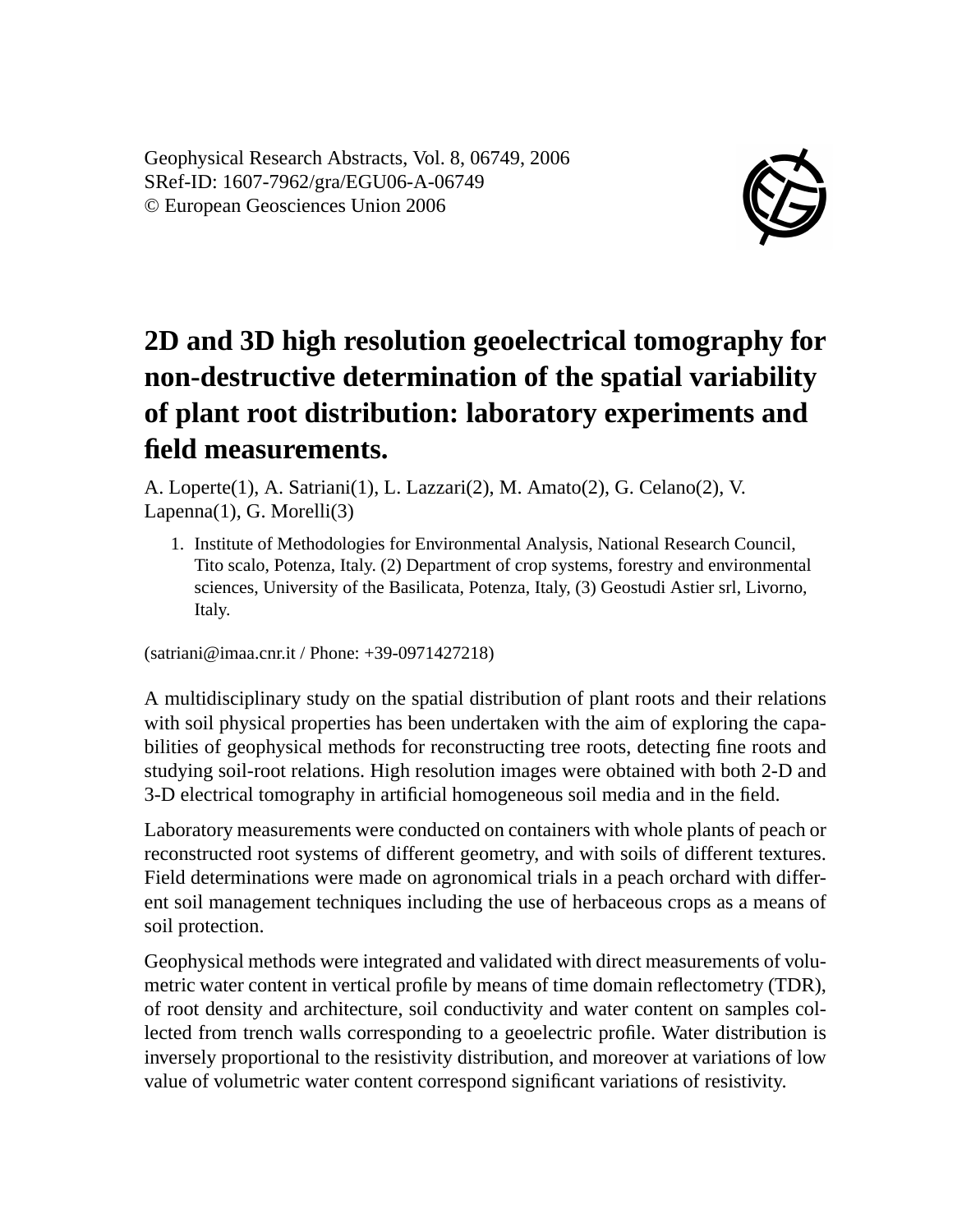Geophysical Research Abstracts, Vol. 8, 06749, 2006
SRef-ID: 1607-7962/gra/EGU06-A-06749
© European Geosciences Union 2006

# 2D and 3D high resolution geoelectrical tomography for non-destructive determination of the spatial variability of plant root distribution: laboratory experiments and field measurements.

A. Loperte(1), A. Satriani(1), L. Lazzari(2), M. Amato(2), G. Celano(2), V. Lapenna(1), G. Morelli(3)

1. Institute of Methodologies for Environmental Analysis, National Research Council, Tito scalo, Potenza, Italy. (2) Department of crop systems, forestry and environmental sciences, University of the Basilicata, Potenza, Italy, (3) Geostudi Astier srl, Livorno, Italy.

(satriani@imaa.cnr.it / Phone: +39-0971427218)

A multidisciplinary study on the spatial distribution of plant roots and their relations with soil physical properties has been undertaken with the aim of exploring the capabilities of geophysical methods for reconstructing tree roots, detecting fine roots and studying soil-root relations. High resolution images were obtained with both 2-D and 3-D electrical tomography in artificial homogeneous soil media and in the field.

Laboratory measurements were conducted on containers with whole plants of peach or reconstructed root systems of different geometry, and with soils of different textures. Field determinations were made on agronomical trials in a peach orchard with different soil management techniques including the use of herbaceous crops as a means of soil protection.

Geophysical methods were integrated and validated with direct measurements of volumetric water content in vertical profile by means of time domain reflectometry (TDR), of root density and architecture, soil conductivity and water content on samples collected from trench walls corresponding to a geoelectric profile. Water distribution is inversely proportional to the resistivity distribution, and moreover at variations of low value of volumetric water content correspond significant variations of resistivity.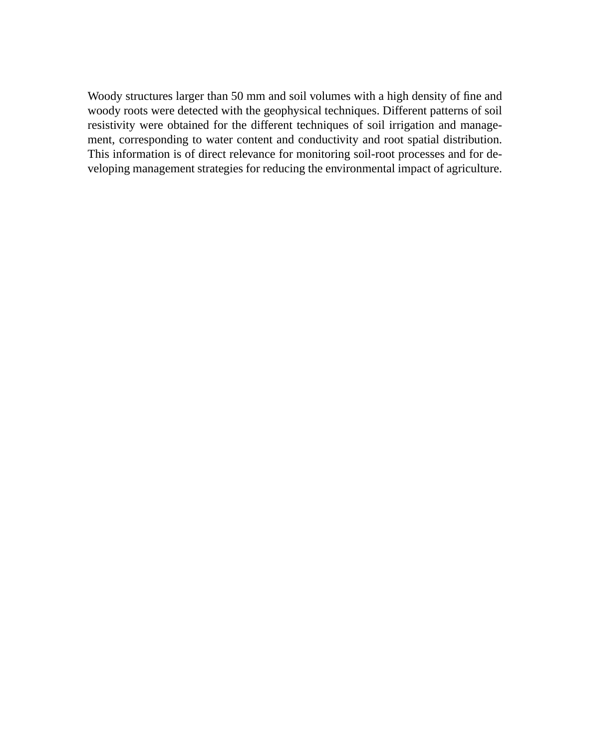Woody structures larger than 50 mm and soil volumes with a high density of fine and woody roots were detected with the geophysical techniques. Different patterns of soil resistivity were obtained for the different techniques of soil irrigation and management, corresponding to water content and conductivity and root spatial distribution. This information is of direct relevance for monitoring soil-root processes and for developing management strategies for reducing the environmental impact of agriculture.